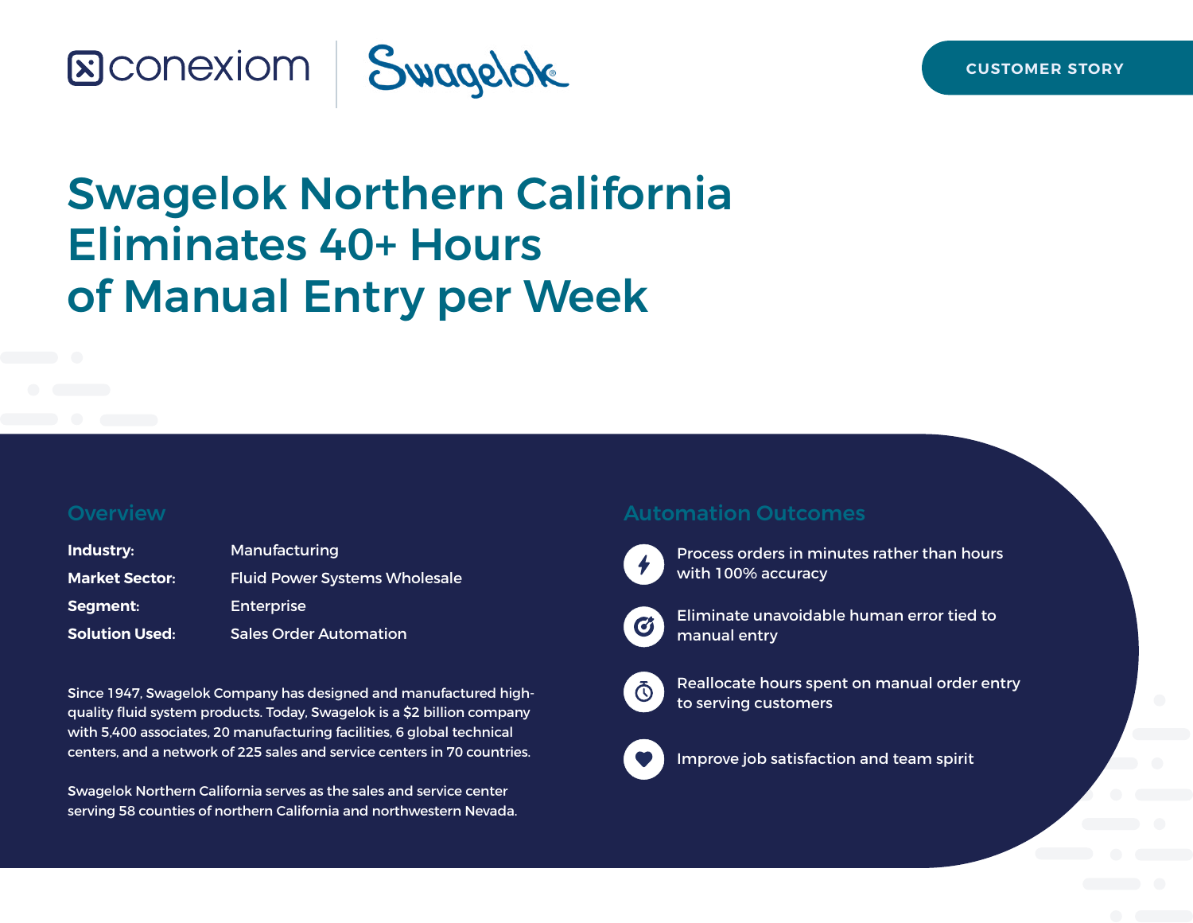CUSTOMER STORY

# Swagelok Northern California Eliminates 40+ Hours of Manual Entry per Week

## Overview

| | |
|---|---|
| **Industry:** | Manufacturing |
| **Market Sector:** | Fluid Power Systems Wholesale |
| **Segment:** | Enterprise |
| **Solution Used:** | Sales Order Automation |

Since 1947, Swagelok Company has designed and manufactured high-quality fluid system products. Today, Swagelok is a $2 billion company with 5,400 associates, 20 manufacturing facilities, 6 global technical centers, and a network of 225 sales and service centers in 70 countries.

Swagelok Northern California serves as the sales and service center serving 58 counties of northern California and northwestern Nevada.

## Automation Outcomes

- Process orders in minutes rather than hours with 100% accuracy
- Eliminate unavoidable human error tied to manual entry
- Reallocate hours spent on manual order entry to serving customers
- Improve job satisfaction and team spirit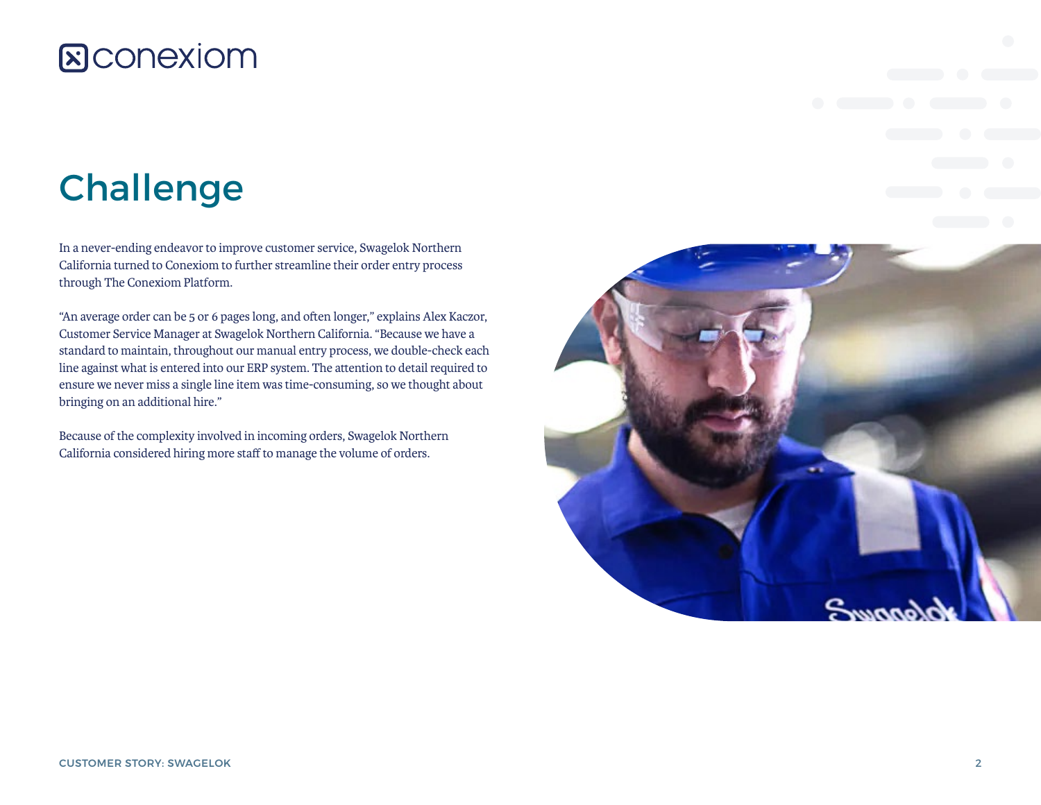# Challenge

In a never-ending endeavor to improve customer service, Swagelok Northern California turned to Conexiom to further streamline their order entry process through The Conexiom Platform.

“An average order can be 5 or 6 pages long, and often longer,” explains Alex Kaczor, Customer Service Manager at Swagelok Northern California. “Because we have a standard to maintain, throughout our manual entry process, we double-check each line against what is entered into our ERP system. The attention to detail required to ensure we never miss a single line item was time-consuming, so we thought about bringing on an additional hire.”

Because of the complexity involved in incoming orders, Swagelok Northern California considered hiring more staff to manage the volume of orders.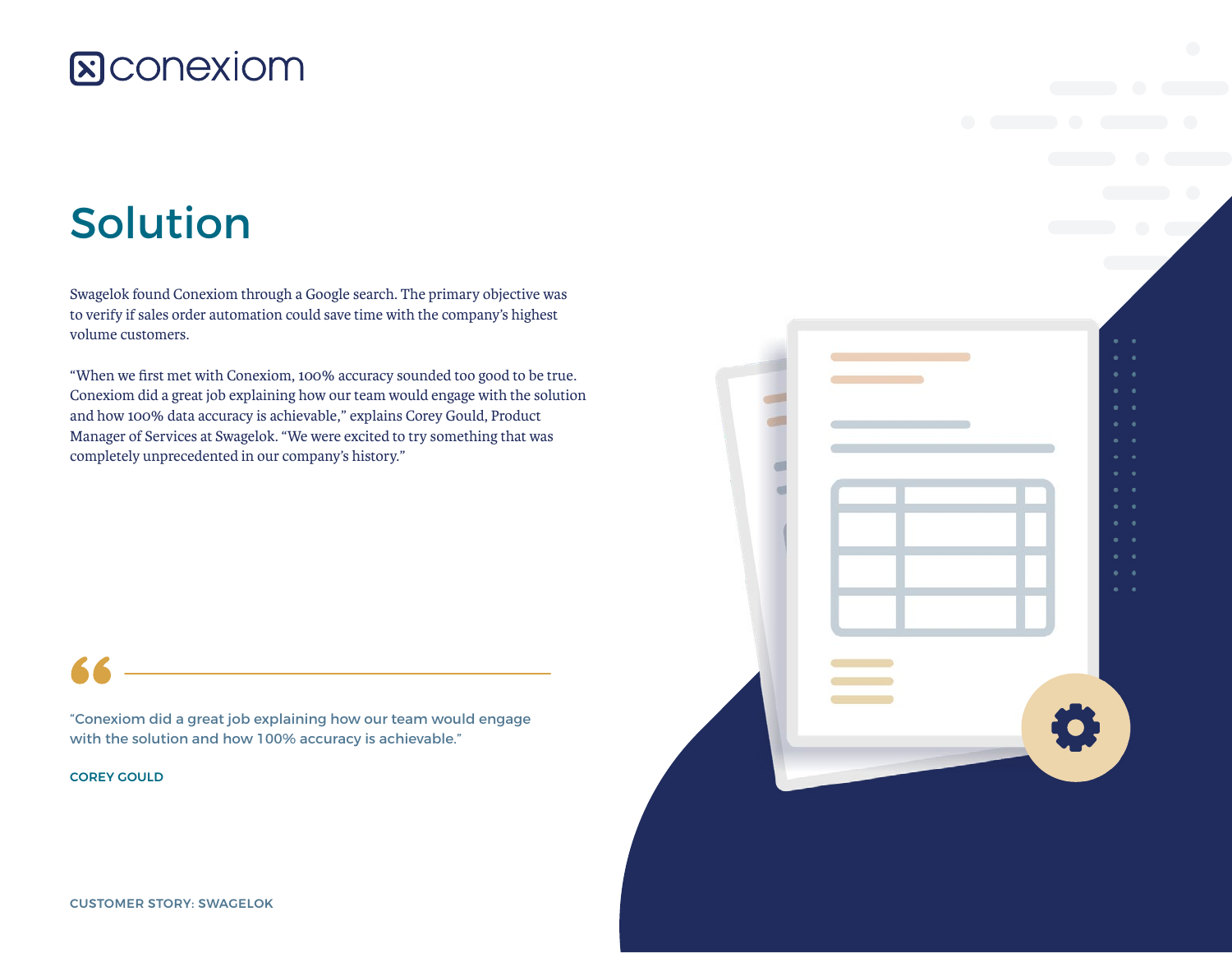# Solution

Swagelok found Conexiom through a Google search. The primary objective was to verify if sales order automation could save time with the company's highest volume customers.

"When we first met with Conexiom, 100% accuracy sounded too good to be true. Conexiom did a great job explaining how our team would engage with the solution and how 100% data accuracy is achievable," explains Corey Gould, Product Manager of Services at Swagelok. "We were excited to try something that was completely unprecedented in our company's history."

> "Conexiom did a great job explaining how our team would engage with the solution and how 100% accuracy is achievable."
>
> **COREY GOULD**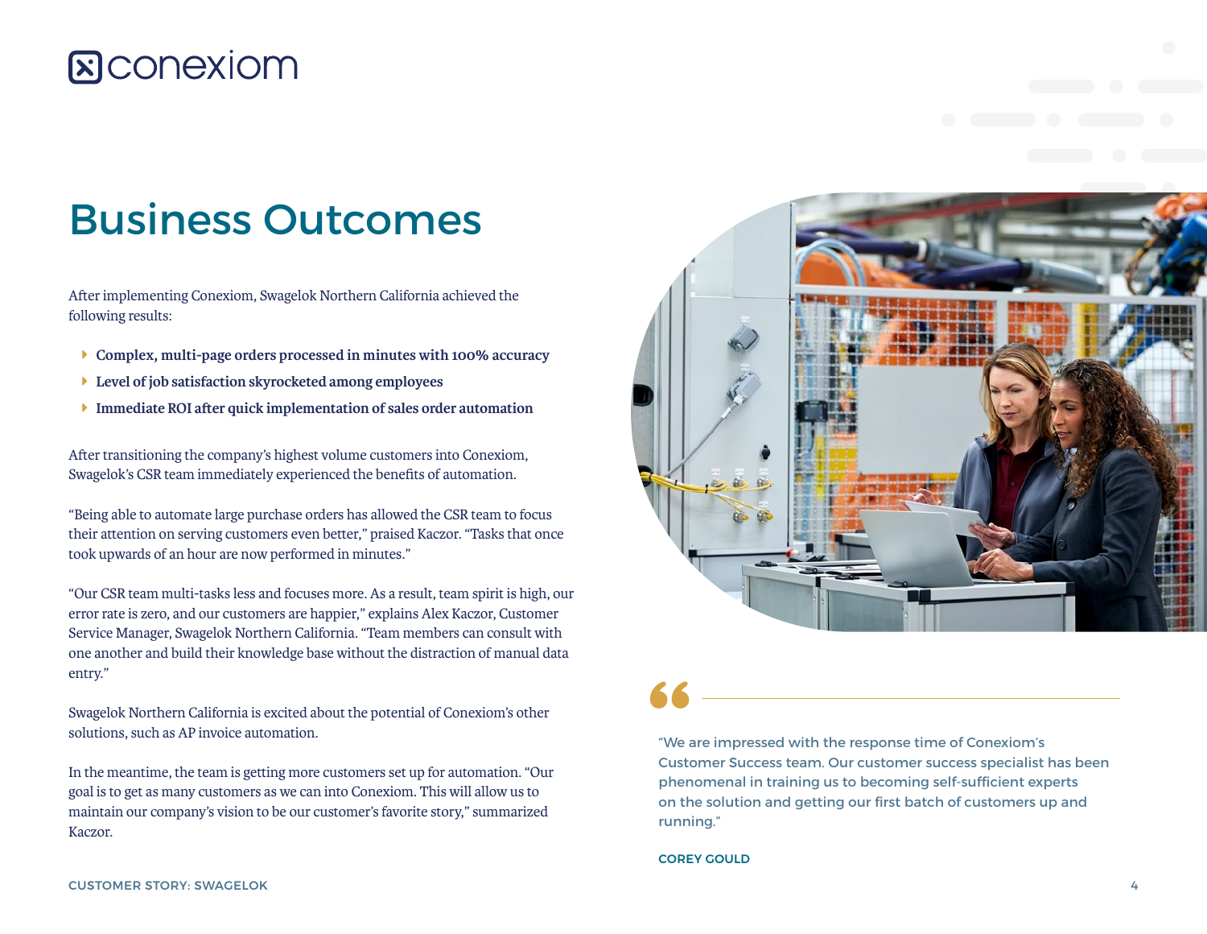# Business Outcomes

After implementing Conexiom, Swagelok Northern California achieved the following results:

- **Complex, multi-page orders processed in minutes with 100% accuracy**
- **Level of job satisfaction skyrocketed among employees**
- **Immediate ROI after quick implementation of sales order automation**

After transitioning the company's highest volume customers into Conexiom, Swagelok's CSR team immediately experienced the benefits of automation.

"Being able to automate large purchase orders has allowed the CSR team to focus their attention on serving customers even better," praised Kaczor. "Tasks that once took upwards of an hour are now performed in minutes."

"Our CSR team multi-tasks less and focuses more. As a result, team spirit is high, our error rate is zero, and our customers are happier," explains Alex Kaczor, Customer Service Manager, Swagelok Northern California. "Team members can consult with one another and build their knowledge base without the distraction of manual data entry."

Swagelok Northern California is excited about the potential of Conexiom's other solutions, such as AP invoice automation.

In the meantime, the team is getting more customers set up for automation. "Our goal is to get as many customers as we can into Conexiom. This will allow us to maintain our company's vision to be our customer's favorite story," summarized Kaczor.

> "We are impressed with the response time of Conexiom's Customer Success team. Our customer success specialist has been phenomenal in training us to becoming self-sufficient experts on the solution and getting our first batch of customers up and running."
>
> **COREY GOULD**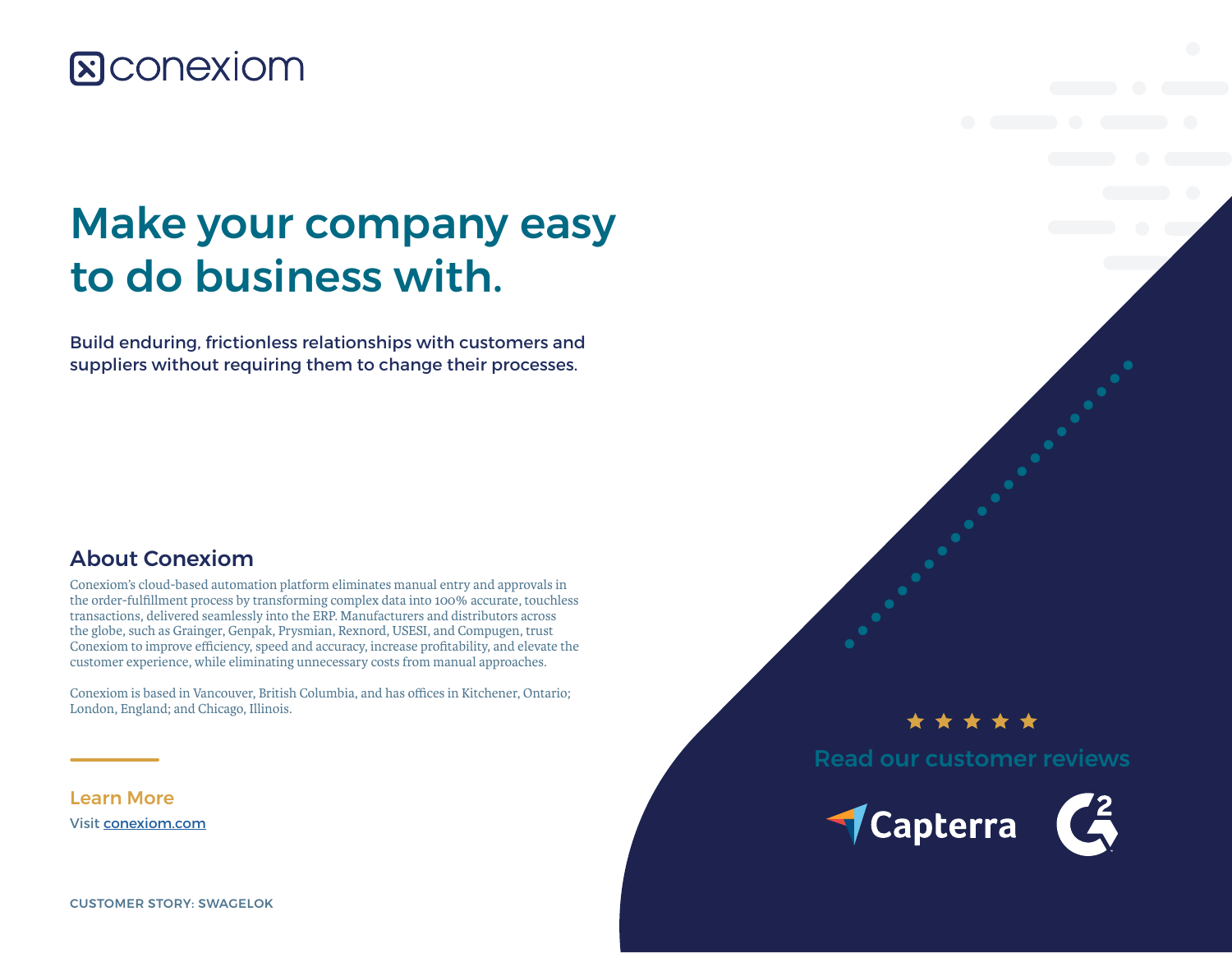conexiom

# Make your company easy to do business with.

Build enduring, frictionless relationships with customers and suppliers without requiring them to change their processes.

## About Conexiom

Conexiom's cloud-based automation platform eliminates manual entry and approvals in the order-fulfillment process by transforming complex data into 100% accurate, touchless transactions, delivered seamlessly into the ERP. Manufacturers and distributors across the globe, such as Grainger, Genpak, Prysmian, Rexnord, USESI, and Compugen, trust Conexiom to improve efficiency, speed and accuracy, increase profitability, and elevate the customer experience, while eliminating unnecessary costs from manual approaches.

Conexiom is based in Vancouver, British Columbia, and has offices in Kitchener, Ontario; London, England; and Chicago, Illinois.

### Learn More

Visit [conexiom.com](conexiom.com)

★★★★★

Read our customer reviews

Capterra

G2

CUSTOMER STORY: SWAGELOK